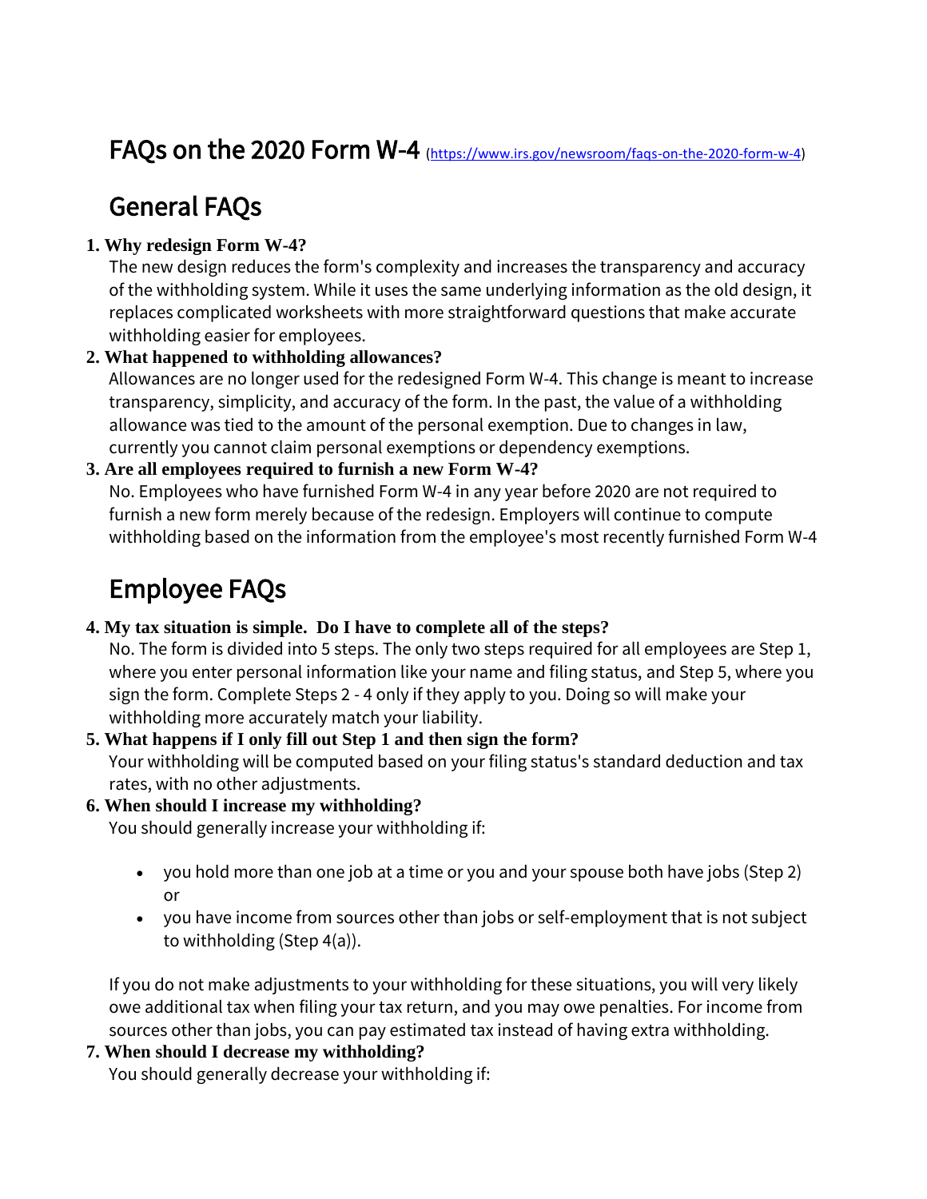# FAQs on the 2020 Form W-4 (https://www.irs.gov/newsroom/faqs-on-the-2020-form-w-4)

## General FAQs

1. **Why redesign Form W-4?**
   The new design reduces the form's complexity and increases the transparency and accuracy of the withholding system. While it uses the same underlying information as the old design, it replaces complicated worksheets with more straightforward questions that make accurate withholding easier for employees.
2. **What happened to withholding allowances?**
   Allowances are no longer used for the redesigned Form W-4. This change is meant to increase transparency, simplicity, and accuracy of the form. In the past, the value of a withholding allowance was tied to the amount of the personal exemption. Due to changes in law, currently you cannot claim personal exemptions or dependency exemptions.
3. **Are all employees required to furnish a new Form W-4?**
   No. Employees who have furnished Form W-4 in any year before 2020 are not required to furnish a new form merely because of the redesign. Employers will continue to compute withholding based on the information from the employee's most recently furnished Form W-4

## Employee FAQs

4. **My tax situation is simple. Do I have to complete all of the steps?**
   No. The form is divided into 5 steps. The only two steps required for all employees are Step 1, where you enter personal information like your name and filing status, and Step 5, where you sign the form. Complete Steps 2 - 4 only if they apply to you. Doing so will make your withholding more accurately match your liability.
5. **What happens if I only fill out Step 1 and then sign the form?**
   Your withholding will be computed based on your filing status's standard deduction and tax rates, with no other adjustments.
6. **When should I increase my withholding?**
   You should generally increase your withholding if:

   - you hold more than one job at a time or you and your spouse both have jobs (Step 2) or
   - you have income from sources other than jobs or self-employment that is not subject to withholding (Step 4(a)).

   If you do not make adjustments to your withholding for these situations, you will very likely owe additional tax when filing your tax return, and you may owe penalties. For income from sources other than jobs, you can pay estimated tax instead of having extra withholding.
7. **When should I decrease my withholding?**
   You should generally decrease your withholding if: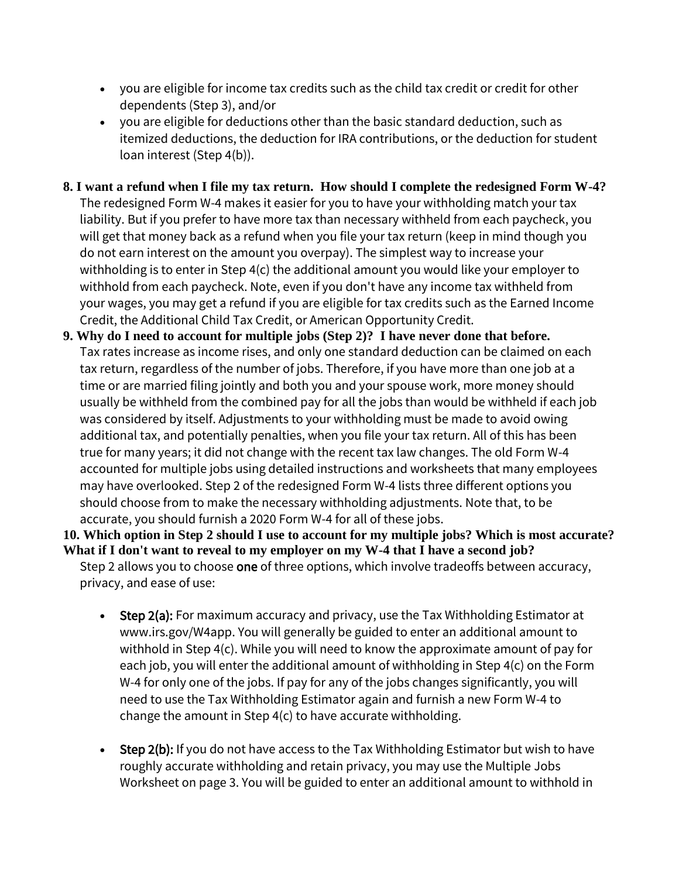- you are eligible for income tax credits such as the child tax credit or credit for other dependents (Step 3), and/or
- you are eligible for deductions other than the basic standard deduction, such as itemized deductions, the deduction for IRA contributions, or the deduction for student loan interest (Step 4(b)).

**8. I want a refund when I file my tax return. How should I complete the redesigned Form W-4?**

The redesigned Form W-4 makes it easier for you to have your withholding match your tax liability. But if you prefer to have more tax than necessary withheld from each paycheck, you will get that money back as a refund when you file your tax return (keep in mind though you do not earn interest on the amount you overpay). The simplest way to increase your withholding is to enter in Step 4(c) the additional amount you would like your employer to withhold from each paycheck. Note, even if you don't have any income tax withheld from your wages, you may get a refund if you are eligible for tax credits such as the Earned Income Credit, the Additional Child Tax Credit, or American Opportunity Credit.

**9. Why do I need to account for multiple jobs (Step 2)? I have never done that before.**

Tax rates increase as income rises, and only one standard deduction can be claimed on each tax return, regardless of the number of jobs. Therefore, if you have more than one job at a time or are married filing jointly and both you and your spouse work, more money should usually be withheld from the combined pay for all the jobs than would be withheld if each job was considered by itself. Adjustments to your withholding must be made to avoid owing additional tax, and potentially penalties, when you file your tax return. All of this has been true for many years; it did not change with the recent tax law changes. The old Form W-4 accounted for multiple jobs using detailed instructions and worksheets that many employees may have overlooked. Step 2 of the redesigned Form W-4 lists three different options you should choose from to make the necessary withholding adjustments. Note that, to be accurate, you should furnish a 2020 Form W-4 for all of these jobs.

**10. Which option in Step 2 should I use to account for my multiple jobs? Which is most accurate? What if I don't want to reveal to my employer on my W-4 that I have a second job?**

Step 2 allows you to choose **one** of three options, which involve tradeoffs between accuracy, privacy, and ease of use:

- **Step 2(a):** For maximum accuracy and privacy, use the Tax Withholding Estimator at www.irs.gov/W4app. You will generally be guided to enter an additional amount to withhold in Step 4(c). While you will need to know the approximate amount of pay for each job, you will enter the additional amount of withholding in Step 4(c) on the Form W-4 for only one of the jobs. If pay for any of the jobs changes significantly, you will need to use the Tax Withholding Estimator again and furnish a new Form W-4 to change the amount in Step 4(c) to have accurate withholding.

- **Step 2(b):** If you do not have access to the Tax Withholding Estimator but wish to have roughly accurate withholding and retain privacy, you may use the Multiple Jobs Worksheet on page 3. You will be guided to enter an additional amount to withhold in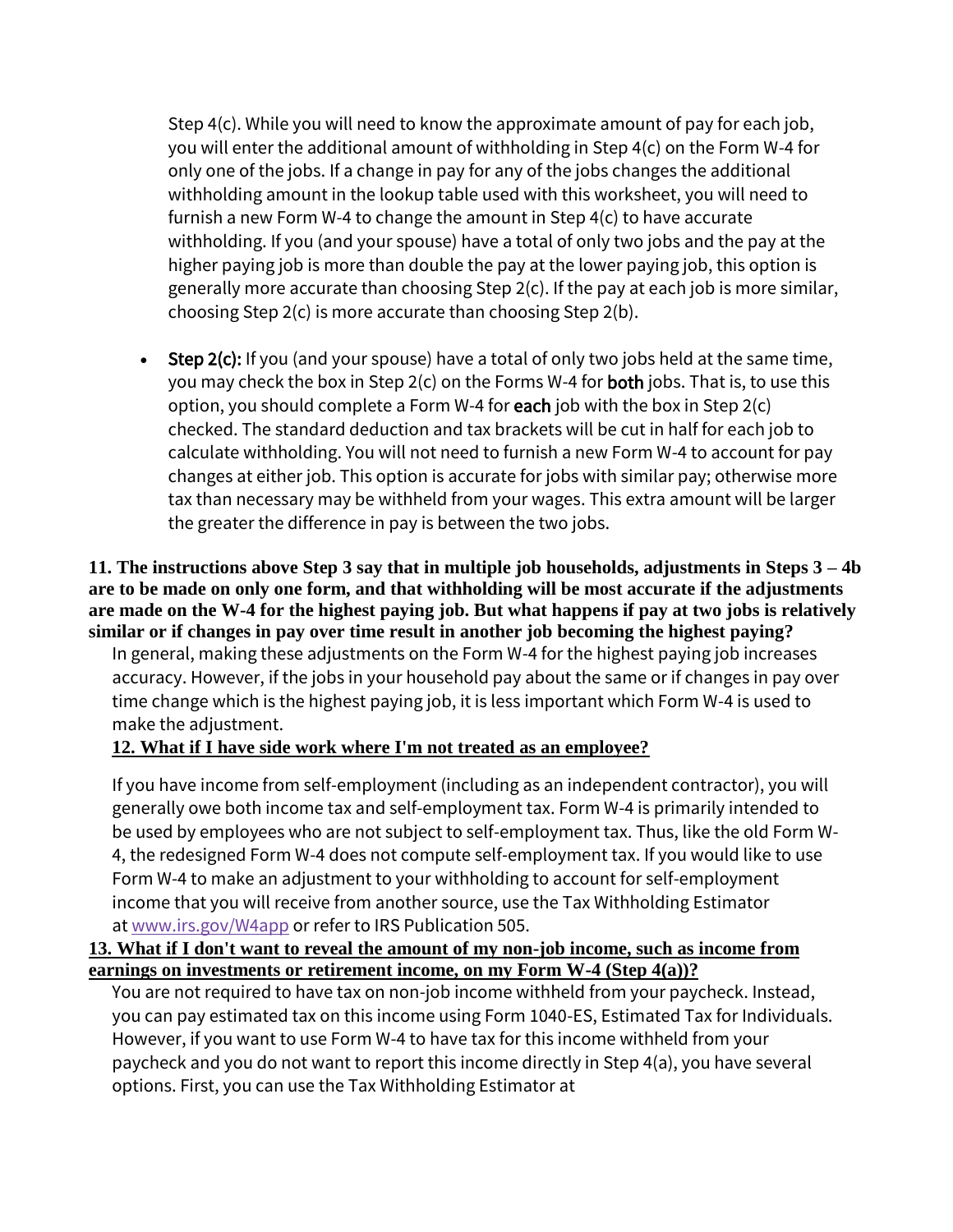Step 4(c). While you will need to know the approximate amount of pay for each job, you will enter the additional amount of withholding in Step 4(c) on the Form W-4 for only one of the jobs. If a change in pay for any of the jobs changes the additional withholding amount in the lookup table used with this worksheet, you will need to furnish a new Form W-4 to change the amount in Step 4(c) to have accurate withholding. If you (and your spouse) have a total of only two jobs and the pay at the higher paying job is more than double the pay at the lower paying job, this option is generally more accurate than choosing Step 2(c). If the pay at each job is more similar, choosing Step 2(c) is more accurate than choosing Step 2(b).

- **Step 2(c):** If you (and your spouse) have a total of only two jobs held at the same time, you may check the box in Step 2(c) on the Forms W-4 for **both** jobs. That is, to use this option, you should complete a Form W-4 for **each** job with the box in Step 2(c) checked. The standard deduction and tax brackets will be cut in half for each job to calculate withholding. You will not need to furnish a new Form W-4 to account for pay changes at either job. This option is accurate for jobs with similar pay; otherwise more tax than necessary may be withheld from your wages. This extra amount will be larger the greater the difference in pay is between the two jobs.

**11. The instructions above Step 3 say that in multiple job households, adjustments in Steps 3 – 4b are to be made on only one form, and that withholding will be most accurate if the adjustments are made on the W-4 for the highest paying job. But what happens if pay at two jobs is relatively similar or if changes in pay over time result in another job becoming the highest paying?**

In general, making these adjustments on the Form W-4 for the highest paying job increases accuracy. However, if the jobs in your household pay about the same or if changes in pay over time change which is the highest paying job, it is less important which Form W-4 is used to make the adjustment.

**12. What if I have side work where I'm not treated as an employee?**

If you have income from self-employment (including as an independent contractor), you will generally owe both income tax and self-employment tax. Form W-4 is primarily intended to be used by employees who are not subject to self-employment tax. Thus, like the old Form W-4, the redesigned Form W-4 does not compute self-employment tax. If you would like to use Form W-4 to make an adjustment to your withholding to account for self-employment income that you will receive from another source, use the Tax Withholding Estimator at www.irs.gov/W4app or refer to IRS Publication 505.

**13. What if I don't want to reveal the amount of my non-job income, such as income from earnings on investments or retirement income, on my Form W-4 (Step 4(a))?**

You are not required to have tax on non-job income withheld from your paycheck. Instead, you can pay estimated tax on this income using Form 1040-ES, Estimated Tax for Individuals. However, if you want to use Form W-4 to have tax for this income withheld from your paycheck and you do not want to report this income directly in Step 4(a), you have several options. First, you can use the Tax Withholding Estimator at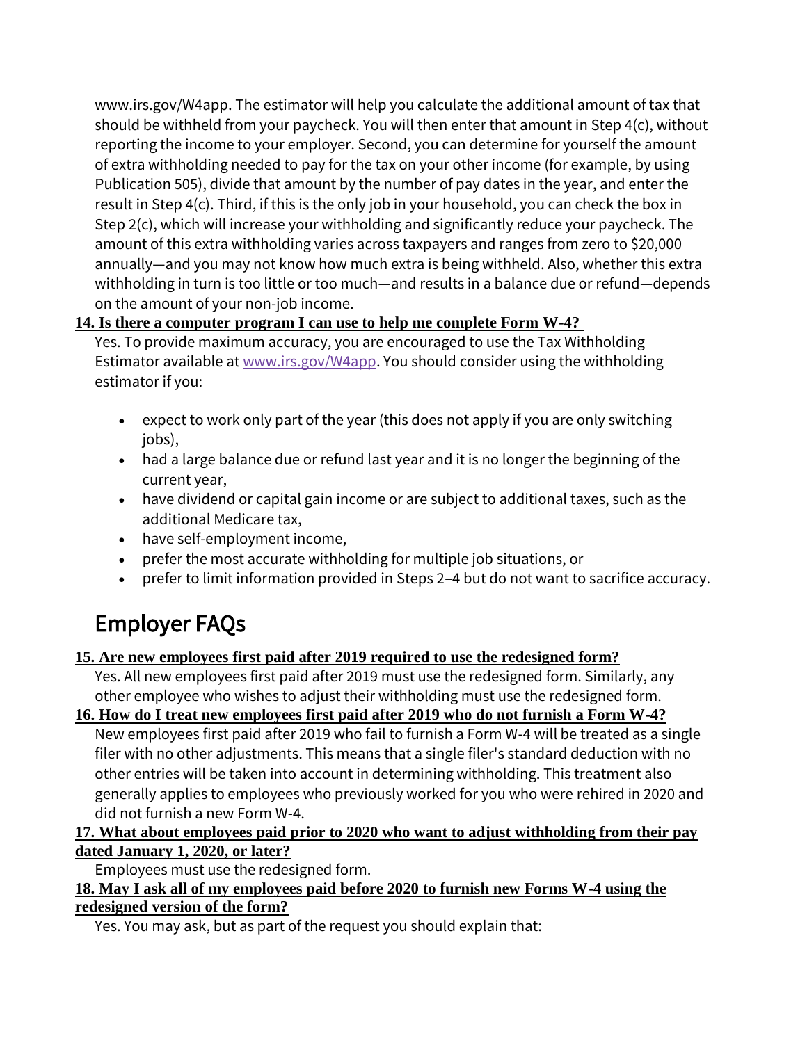www.irs.gov/W4app. The estimator will help you calculate the additional amount of tax that should be withheld from your paycheck. You will then enter that amount in Step 4(c), without reporting the income to your employer. Second, you can determine for yourself the amount of extra withholding needed to pay for the tax on your other income (for example, by using Publication 505), divide that amount by the number of pay dates in the year, and enter the result in Step 4(c). Third, if this is the only job in your household, you can check the box in Step 2(c), which will increase your withholding and significantly reduce your paycheck. The amount of this extra withholding varies across taxpayers and ranges from zero to $20,000 annually—and you may not know how much extra is being withheld. Also, whether this extra withholding in turn is too little or too much—and results in a balance due or refund—depends on the amount of your non-job income.

**14. Is there a computer program I can use to help me complete Form W-4?**

Yes. To provide maximum accuracy, you are encouraged to use the Tax Withholding Estimator available at [www.irs.gov/W4app](www.irs.gov/W4app). You should consider using the withholding estimator if you:

- expect to work only part of the year (this does not apply if you are only switching jobs),
- had a large balance due or refund last year and it is no longer the beginning of the current year,
- have dividend or capital gain income or are subject to additional taxes, such as the additional Medicare tax,
- have self-employment income,
- prefer the most accurate withholding for multiple job situations, or
- prefer to limit information provided in Steps 2–4 but do not want to sacrifice accuracy.

## Employer FAQs

**15. Are new employees first paid after 2019 required to use the redesigned form?**

Yes. All new employees first paid after 2019 must use the redesigned form. Similarly, any other employee who wishes to adjust their withholding must use the redesigned form.

**16. How do I treat new employees first paid after 2019 who do not furnish a Form W-4?**

New employees first paid after 2019 who fail to furnish a Form W-4 will be treated as a single filer with no other adjustments. This means that a single filer's standard deduction with no other entries will be taken into account in determining withholding. This treatment also generally applies to employees who previously worked for you who were rehired in 2020 and did not furnish a new Form W-4.

**17. What about employees paid prior to 2020 who want to adjust withholding from their pay dated January 1, 2020, or later?**

Employees must use the redesigned form.

**18. May I ask all of my employees paid before 2020 to furnish new Forms W-4 using the redesigned version of the form?**

Yes. You may ask, but as part of the request you should explain that: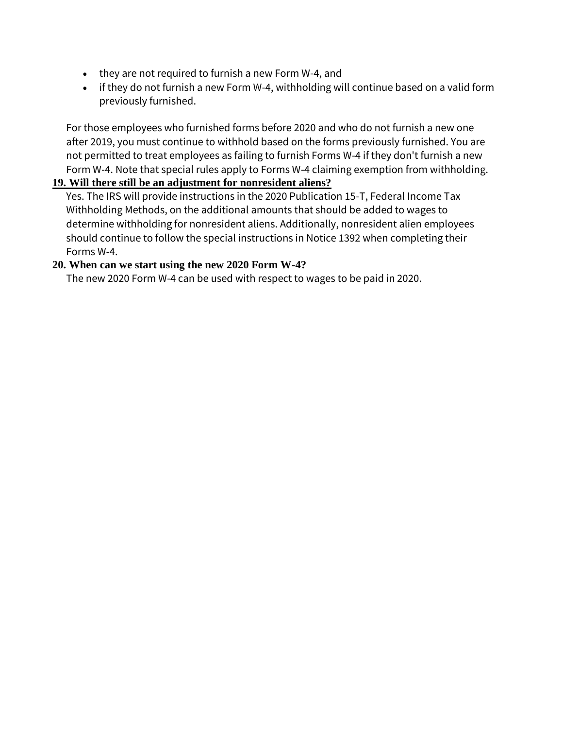- they are not required to furnish a new Form W-4, and
- if they do not furnish a new Form W-4, withholding will continue based on a valid form previously furnished.

For those employees who furnished forms before 2020 and who do not furnish a new one after 2019, you must continue to withhold based on the forms previously furnished. You are not permitted to treat employees as failing to furnish Forms W-4 if they don't furnish a new Form W-4. Note that special rules apply to Forms W-4 claiming exemption from withholding.

**19. Will there still be an adjustment for nonresident aliens?**

Yes. The IRS will provide instructions in the 2020 Publication 15-T, Federal Income Tax Withholding Methods, on the additional amounts that should be added to wages to determine withholding for nonresident aliens. Additionally, nonresident alien employees should continue to follow the special instructions in Notice 1392 when completing their Forms W-4.

**20. When can we start using the new 2020 Form W-4?**

The new 2020 Form W-4 can be used with respect to wages to be paid in 2020.